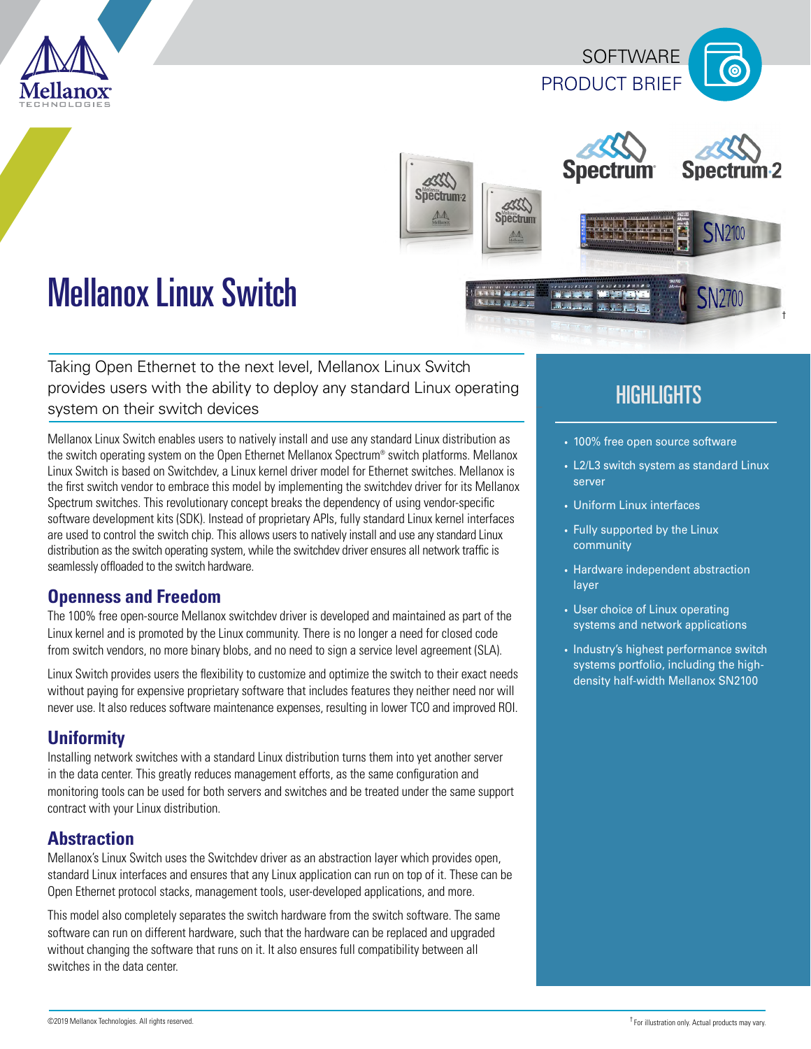SOFTWARE
PRODUCT BRIEF

# Mellanox Linux Switch

Taking Open Ethernet to the next level, Mellanox Linux Switch provides users with the ability to deploy any standard Linux operating system on their switch devices

Mellanox Linux Switch enables users to natively install and use any standard Linux distribution as the switch operating system on the Open Ethernet Mellanox Spectrum® switch platforms. Mellanox Linux Switch is based on Switchdev, a Linux kernel driver model for Ethernet switches. Mellanox is the first switch vendor to embrace this model by implementing the switchdev driver for its Mellanox Spectrum switches. This revolutionary concept breaks the dependency of using vendor-specific software development kits (SDK). Instead of proprietary APIs, fully standard Linux kernel interfaces are used to control the switch chip. This allows users to natively install and use any standard Linux distribution as the switch operating system, while the switchdev driver ensures all network traffic is seamlessly offloaded to the switch hardware.

## Openness and Freedom

The 100% free open-source Mellanox switchdev driver is developed and maintained as part of the Linux kernel and is promoted by the Linux community. There is no longer a need for closed code from switch vendors, no more binary blobs, and no need to sign a service level agreement (SLA).

Linux Switch provides users the flexibility to customize and optimize the switch to their exact needs without paying for expensive proprietary software that includes features they neither need nor will never use. It also reduces software maintenance expenses, resulting in lower TCO and improved ROI.

## Uniformity

Installing network switches with a standard Linux distribution turns them into yet another server in the data center. This greatly reduces management efforts, as the same configuration and monitoring tools can be used for both servers and switches and be treated under the same support contract with your Linux distribution.

## Abstraction

Mellanox's Linux Switch uses the Switchdev driver as an abstraction layer which provides open, standard Linux interfaces and ensures that any Linux application can run on top of it. These can be Open Ethernet protocol stacks, management tools, user-developed applications, and more.

This model also completely separates the switch hardware from the switch software. The same software can run on different hardware, such that the hardware can be replaced and upgraded without changing the software that runs on it. It also ensures full compatibility between all switches in the data center.

## HIGHLIGHTS

- 100% free open source software
- L2/L3 switch system as standard Linux server
- Uniform Linux interfaces
- Fully supported by the Linux community
- Hardware independent abstraction layer
- User choice of Linux operating systems and network applications
- Industry's highest performance switch systems portfolio, including the high-density half-width Mellanox SN2100

©2019 Mellanox Technologies. All rights reserved.

† For illustration only. Actual products may vary.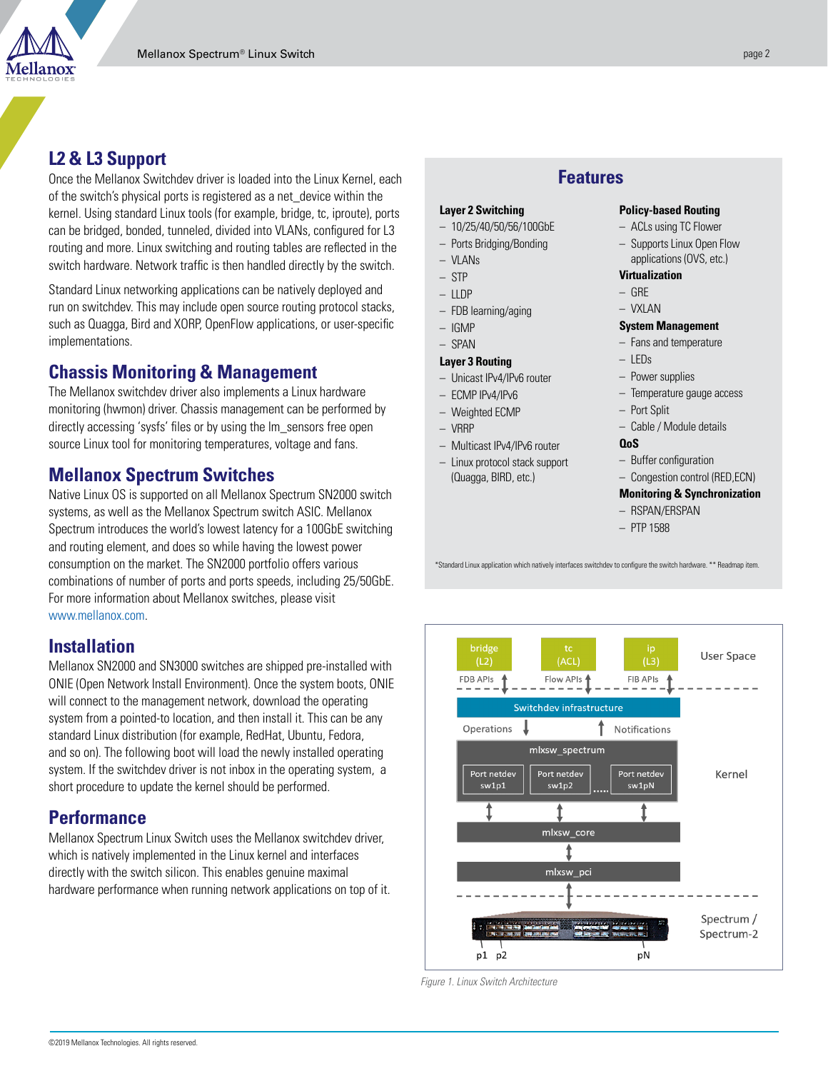## L2 & L3 Support

Once the Mellanox Switchdev driver is loaded into the Linux Kernel, each of the switch's physical ports is registered as a net_device within the kernel. Using standard Linux tools (for example, bridge, tc, iproute), ports can be bridged, bonded, tunneled, divided into VLANs, configured for L3 routing and more. Linux switching and routing tables are reflected in the switch hardware. Network traffic is then handled directly by the switch.

Standard Linux networking applications can be natively deployed and run on switchdev. This may include open source routing protocol stacks, such as Quagga, Bird and XORP, OpenFlow applications, or user-specific implementations.

## Chassis Monitoring & Management

The Mellanox switchdev driver also implements a Linux hardware monitoring (hwmon) driver. Chassis management can be performed by directly accessing 'sysfs' files or by using the lm_sensors free open source Linux tool for monitoring temperatures, voltage and fans.

## Mellanox Spectrum Switches

Native Linux OS is supported on all Mellanox Spectrum SN2000 switch systems, as well as the Mellanox Spectrum switch ASIC. Mellanox Spectrum introduces the world's lowest latency for a 100GbE switching and routing element, and does so while having the lowest power consumption on the market. The SN2000 portfolio offers various combinations of number of ports and ports speeds, including 25/50GbE. For more information about Mellanox switches, please visit www.mellanox.com.

## Installation

Mellanox SN2000 and SN3000 switches are shipped pre-installed with ONIE (Open Network Install Environment). Once the system boots, ONIE will connect to the management network, download the operating system from a pointed-to location, and then install it. This can be any standard Linux distribution (for example, RedHat, Ubuntu, Fedora, and so on). The following boot will load the newly installed operating system. If the switchdev driver is not inbox in the operating system, a short procedure to update the kernel should be performed.

## Performance

Mellanox Spectrum Linux Switch uses the Mellanox switchdev driver, which is natively implemented in the Linux kernel and interfaces directly with the switch silicon. This enables genuine maximal hardware performance when running network applications on top of it.

## Features

**Layer 2 Switching**
- 10/25/40/50/56/100GbE
- Ports Bridging/Bonding
- VLANs
- STP
- LLDP
- FDB learning/aging
- IGMP
- SPAN

**Layer 3 Routing**
- Unicast IPv4/IPv6 router
- ECMP IPv4/IPv6
- Weighted ECMP
- VRRP
- Multicast IPv4/IPv6 router
- Linux protocol stack support (Quagga, BIRD, etc.)

**Policy-based Routing**
- ACLs using TC Flower
- Supports Linux Open Flow applications (OVS, etc.)

**Virtualization**
- GRE
- VXLAN

**System Management**
- Fans and temperature
- LEDs
- Power supplies
- Temperature gauge access
- Port Split
- Cable / Module details

**QoS**
- Buffer configuration
- Congestion control (RED,ECN)

**Monitoring & Synchronization**
- RSPAN/ERSPAN
- PTP 1588

*Standard Linux application which natively interfaces switchdev to configure the switch hardware. ** Readmap item.

*Figure 1. Linux Switch Architecture*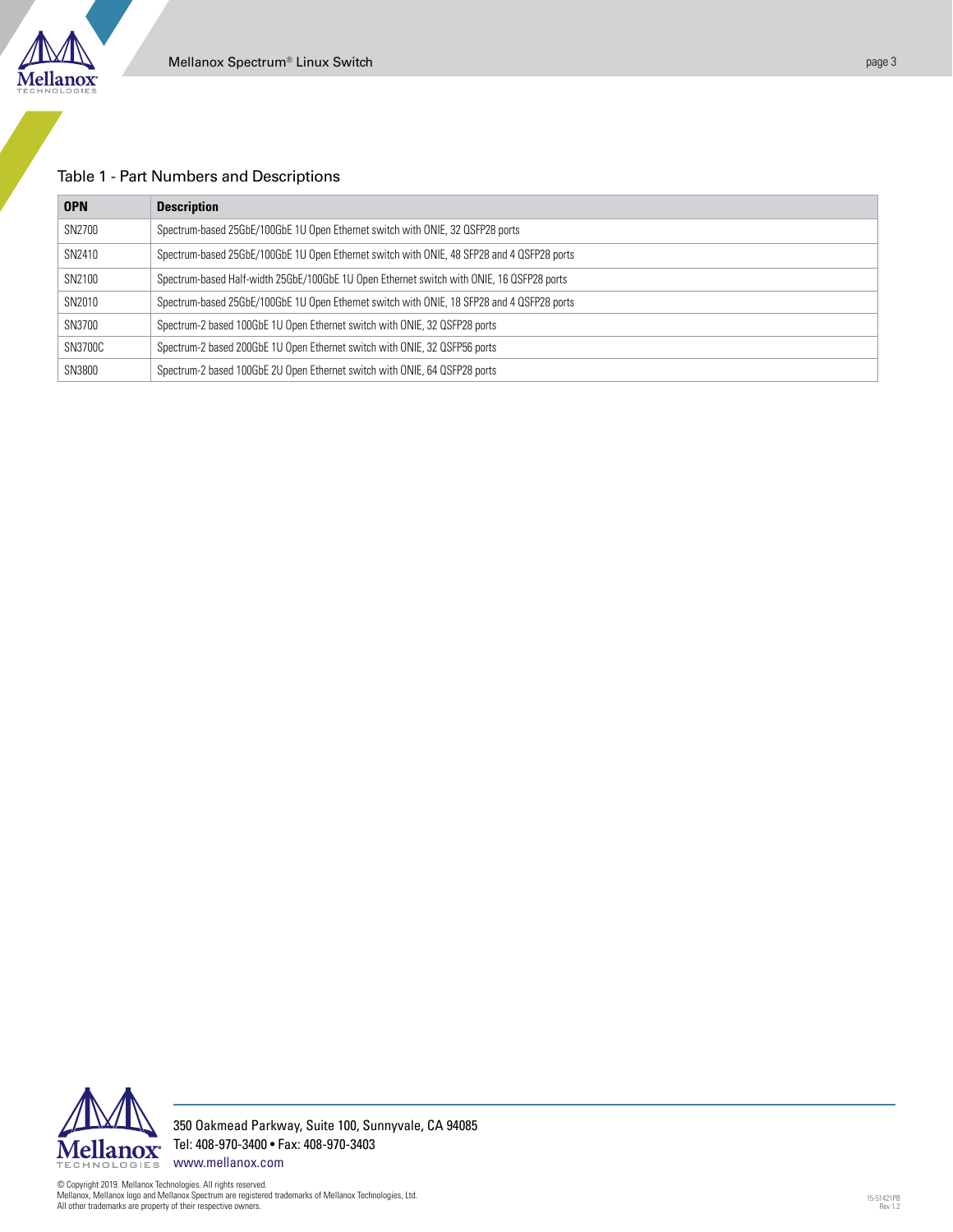Table 1 - Part Numbers and Descriptions

| OPN | Description |
|---|---|
| SN2700 | Spectrum-based 25GbE/100GbE 1U Open Ethernet switch with ONIE, 32 QSFP28 ports |
| SN2410 | Spectrum-based 25GbE/100GbE 1U Open Ethernet switch with ONIE, 48 SFP28 and 4 QSFP28 ports |
| SN2100 | Spectrum-based Half-width 25GbE/100GbE 1U Open Ethernet switch with ONIE, 16 QSFP28 ports |
| SN2010 | Spectrum-based 25GbE/100GbE 1U Open Ethernet switch with ONIE, 18 SFP28 and 4 QSFP28 ports |
| SN3700 | Spectrum-2 based 100GbE 1U Open Ethernet switch with ONIE, 32 QSFP28 ports |
| SN3700C | Spectrum-2 based 200GbE 1U Open Ethernet switch with ONIE, 32 QSFP56 ports |
| SN3800 | Spectrum-2 based 100GbE 2U Open Ethernet switch with ONIE, 64 QSFP28 ports |

350 Oakmead Parkway, Suite 100, Sunnyvale, CA 94085
Tel: 408-970-3400 • Fax: 408-970-3403
www.mellanox.com

© Copyright 2019. Mellanox Technologies. All rights reserved.
Mellanox, Mellanox logo and Mellanox Spectrum are registered trademarks of Mellanox Technologies, Ltd.
All other trademarks are property of their respective owners.

15-51421PB
Rev 1.2